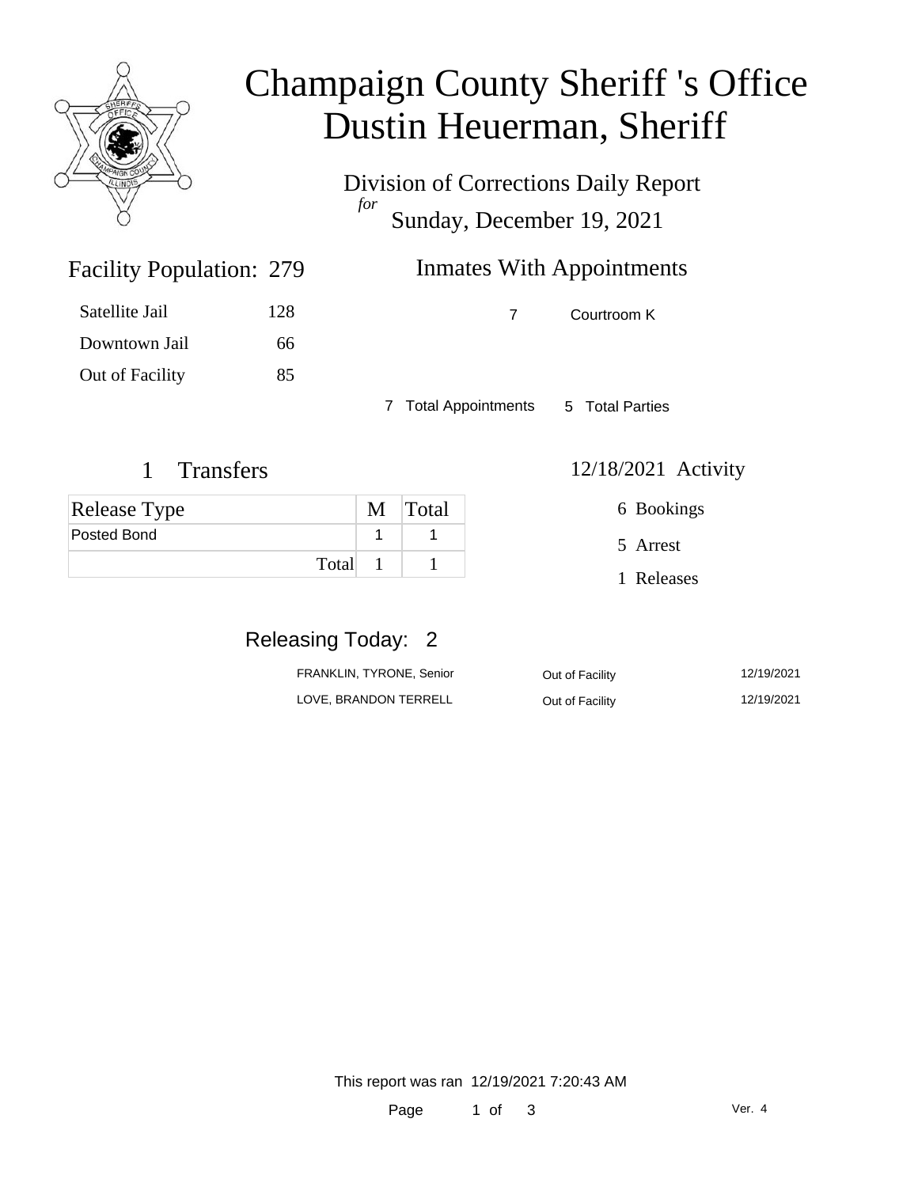# Champaign County Sheriff 's Office
# Dustin Heuerman, Sheriff

Division of Corrections Daily Report
*for*
Sunday, December 19, 2021

## Facility Population: 279

| | |
|---|---|
| Satellite Jail | 128 |
| Downtown Jail | 66 |
| Out of Facility | 85 |

## Inmates With Appointments

| | |
|---|---|
| 7 | Courtroom K |

7 Total Appointments    5 Total Parties

## 1 Transfers

| Release Type | M | Total |
|---|---|---|
| Posted Bond | 1 | 1 |
| Total | 1 | 1 |

## 12/18/2021 Activity

- 6 Bookings
- 5 Arrest
- 1 Releases

## Releasing Today: 2

| | | |
|---|---|---|
| FRANKLIN, TYRONE, Senior | Out of Facility | 12/19/2021 |
| LOVE, BRANDON TERRELL | Out of Facility | 12/19/2021 |

This report was ran 12/19/2021 7:20:43 AM

Ver. 4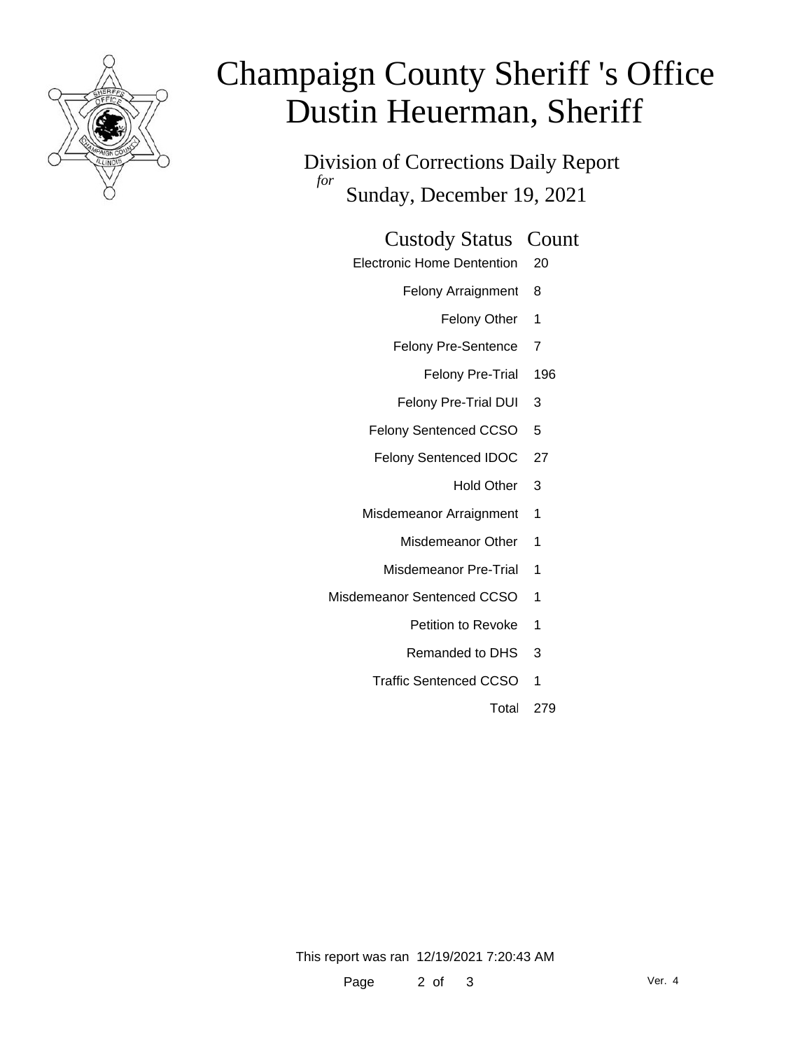# Champaign County Sheriff 's Office
# Dustin Heuerman, Sheriff

## Division of Corrections Daily Report
*for*
## Sunday, December 19, 2021

| Custody Status | Count |
|---|---|
| Electronic Home Dentention | 20 |
| Felony Arraignment | 8 |
| Felony Other | 1 |
| Felony Pre-Sentence | 7 |
| Felony Pre-Trial | 196 |
| Felony Pre-Trial DUI | 3 |
| Felony Sentenced CCSO | 5 |
| Felony Sentenced IDOC | 27 |
| Hold Other | 3 |
| Misdemeanor Arraignment | 1 |
| Misdemeanor Other | 1 |
| Misdemeanor Pre-Trial | 1 |
| Misdemeanor Sentenced CCSO | 1 |
| Petition to Revoke | 1 |
| Remanded to DHS | 3 |
| Traffic Sentenced CCSO | 1 |
| Total | 279 |

This report was ran 12/19/2021 7:20:43 AM

Ver. 4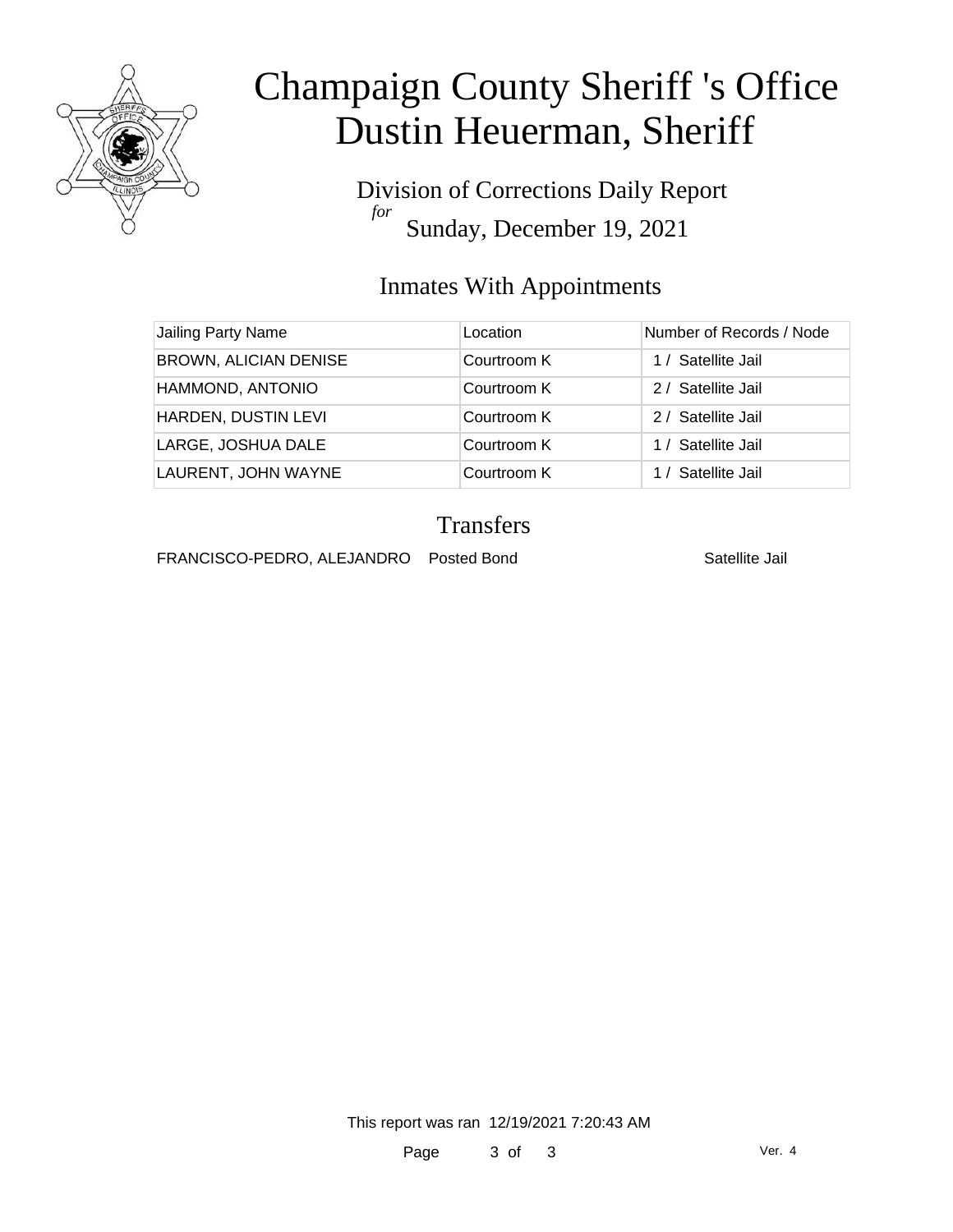# Champaign County Sheriff 's Office
# Dustin Heuerman, Sheriff

Division of Corrections Daily Report
*for*
Sunday, December 19, 2021

## Inmates With Appointments

| Jailing Party Name | Location | Number of Records / Node |
|---|---|---|
| BROWN, ALICIAN DENISE | Courtroom K | 1 / Satellite Jail |
| HAMMOND, ANTONIO | Courtroom K | 2 / Satellite Jail |
| HARDEN, DUSTIN LEVI | Courtroom K | 2 / Satellite Jail |
| LARGE, JOSHUA DALE | Courtroom K | 1 / Satellite Jail |
| LAURENT, JOHN WAYNE | Courtroom K | 1 / Satellite Jail |

## Transfers

| | | |
|---|---|---|
| FRANCISCO-PEDRO, ALEJANDRO | Posted Bond | Satellite Jail |

This report was ran 12/19/2021 7:20:43 AM

Ver. 4